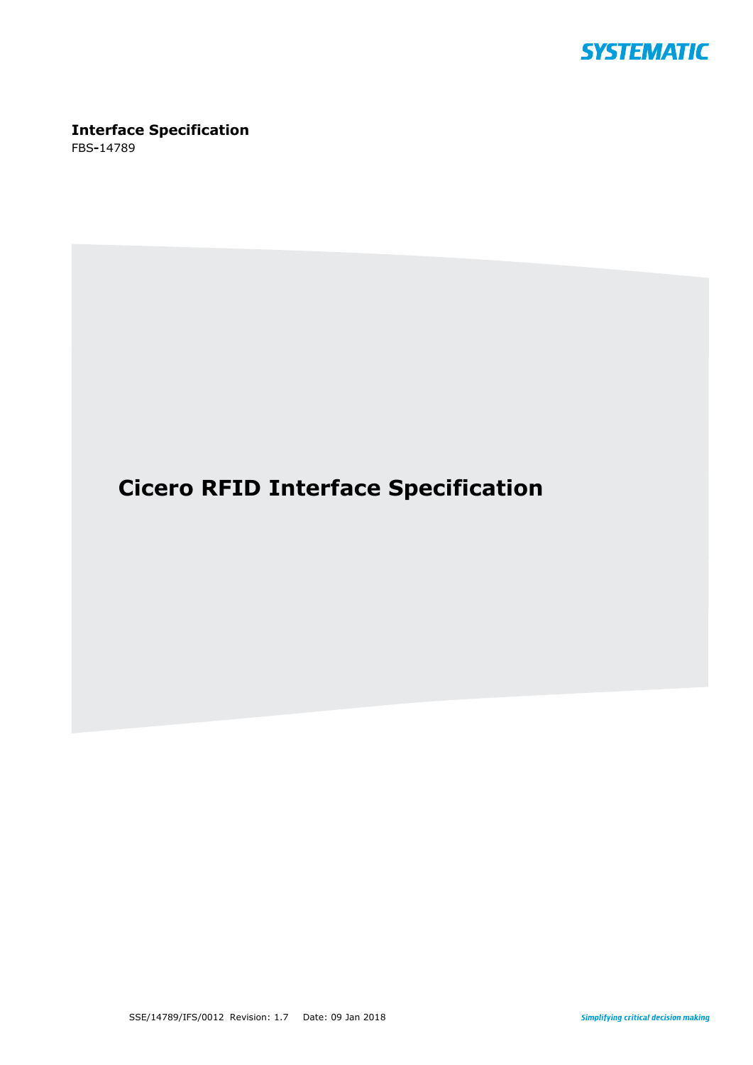SYSTEMATIC

**Interface Specification**

FBS-14789

# Cicero RFID Interface Specification

SSE/14789/IFS/0012 Revision: 1.7 Date: 09 Jan 2018

*Simplifying critical decision making*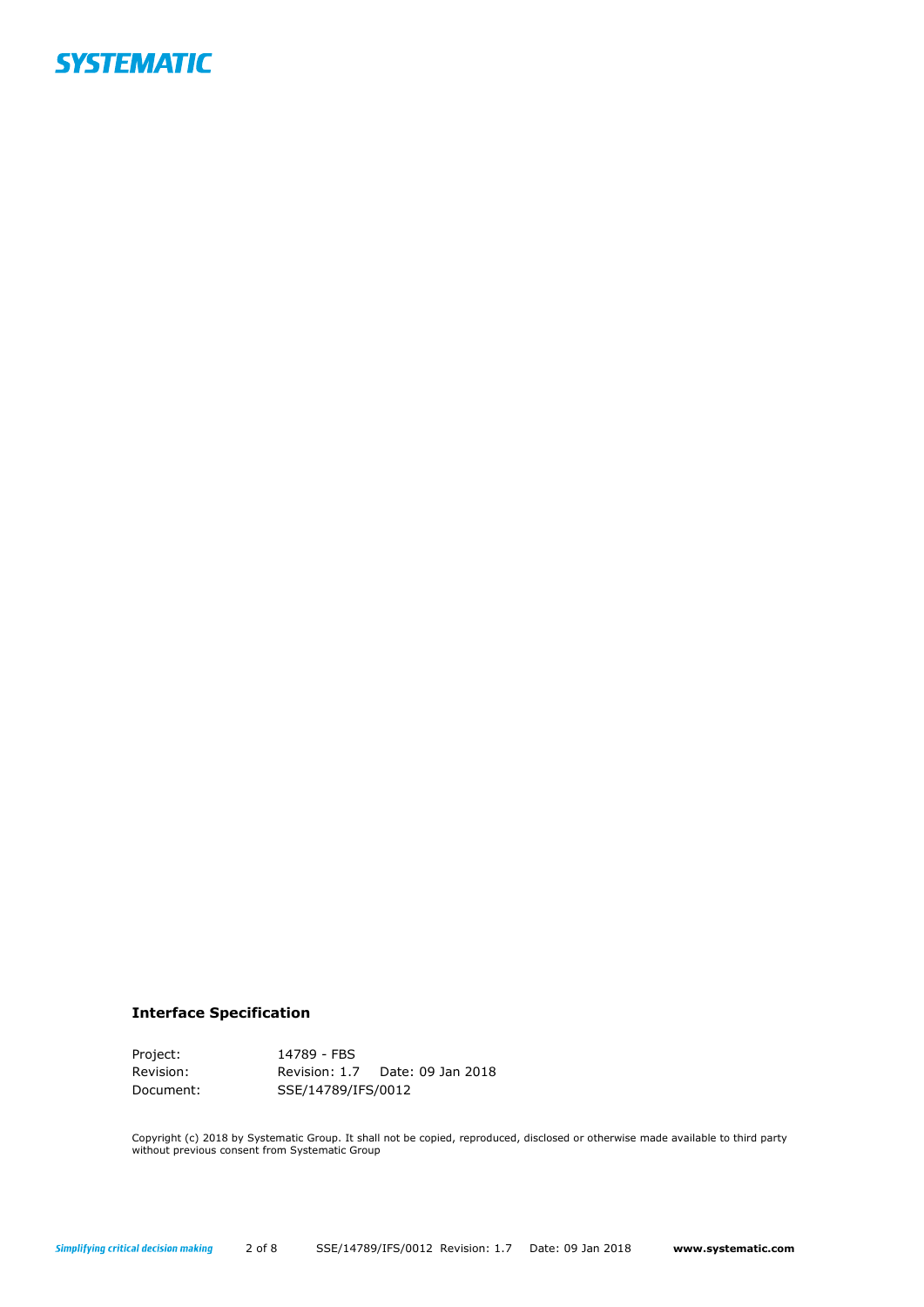**Interface Specification**

| | |
|---|---|
| Project: | 14789 - FBS |
| Revision: | Revision: 1.7 Date: 09 Jan 2018 |
| Document: | SSE/14789/IFS/0012 |

Copyright (c) 2018 by Systematic Group. It shall not be copied, reproduced, disclosed or otherwise made available to third party without previous consent from Systematic Group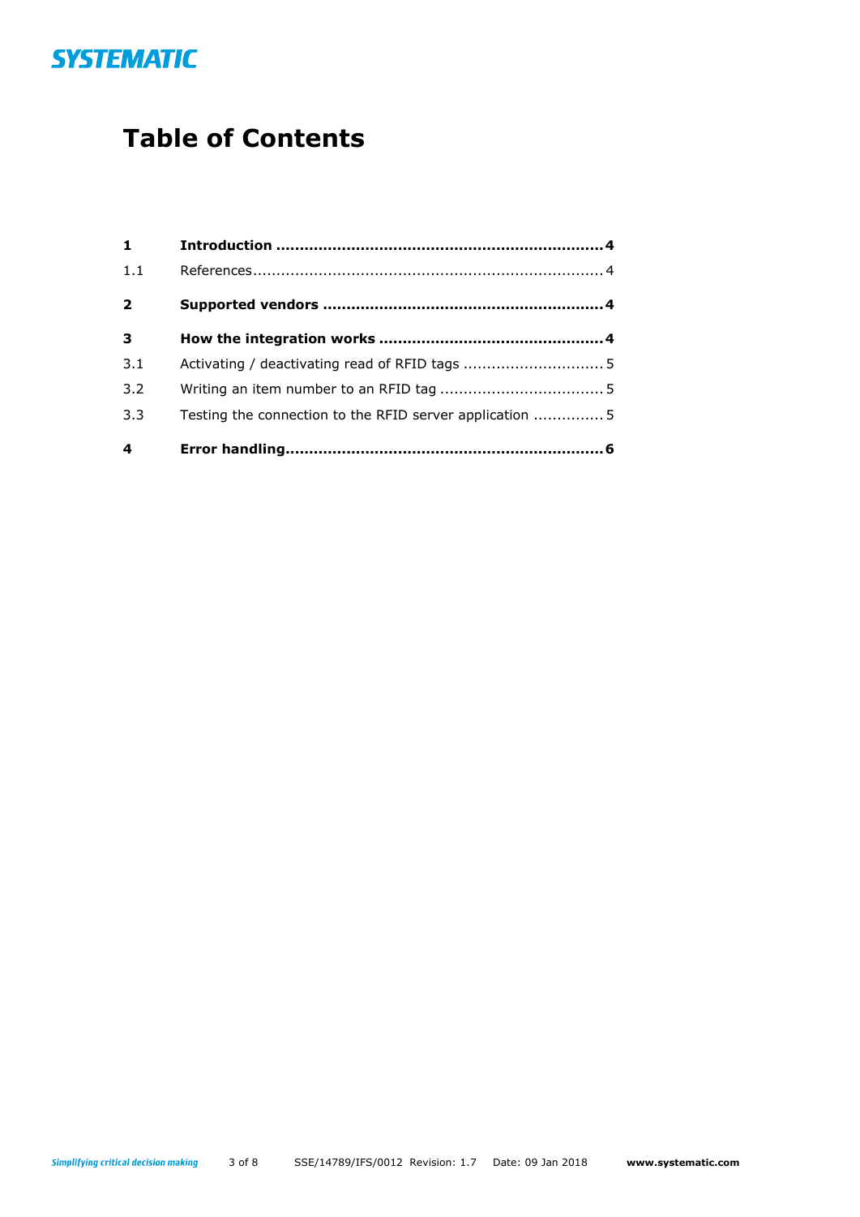# Table of Contents

| | | |
|---|---|---|
| **1** | **Introduction** | **4** |
| 1.1 | References | 4 |
| **2** | **Supported vendors** | **4** |
| **3** | **How the integration works** | **4** |
| 3.1 | Activating / deactivating read of RFID tags | 5 |
| 3.2 | Writing an item number to an RFID tag | 5 |
| 3.3 | Testing the connection to the RFID server application | 5 |
| **4** | **Error handling** | **6** |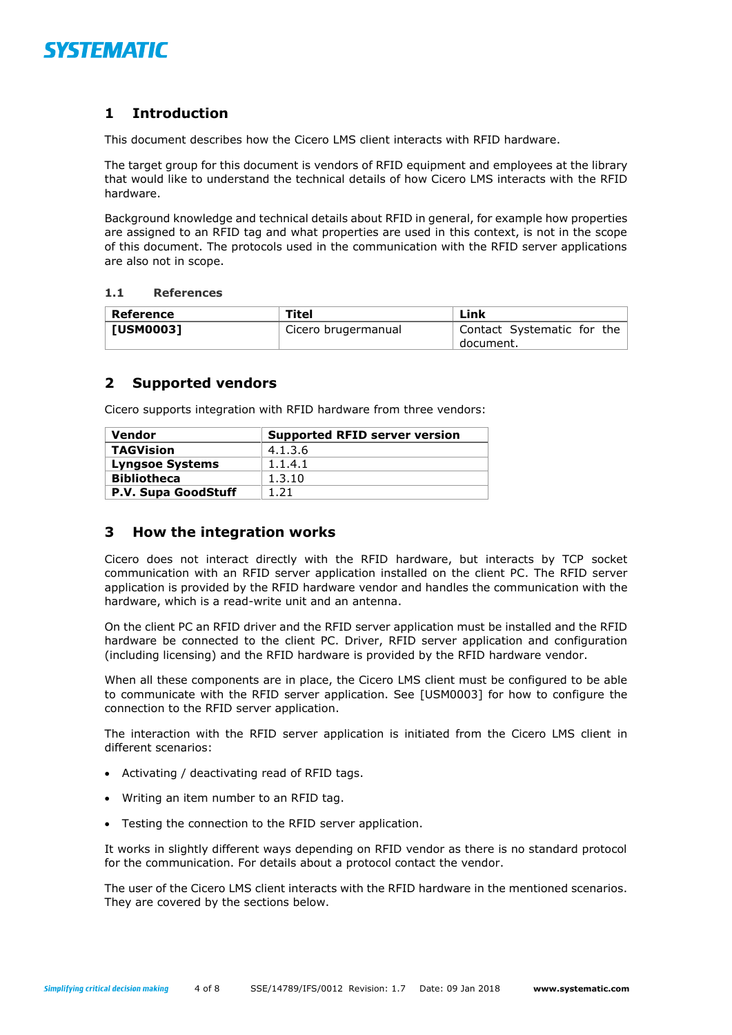# 1 Introduction

This document describes how the Cicero LMS client interacts with RFID hardware.

The target group for this document is vendors of RFID equipment and employees at the library that would like to understand the technical details of how Cicero LMS interacts with the RFID hardware.

Background knowledge and technical details about RFID in general, for example how properties are assigned to an RFID tag and what properties are used in this context, is not in the scope of this document. The protocols used in the communication with the RFID server applications are also not in scope.

## 1.1 References

| Reference | Titel | Link |
| --- | --- | --- |
| **[USM0003]** | Cicero brugermanual | Contact Systematic for the document. |

# 2 Supported vendors

Cicero supports integration with RFID hardware from three vendors:

| Vendor | Supported RFID server version |
| --- | --- |
| **TAGVision** | 4.1.3.6 |
| **Lyngsoe Systems** | 1.1.4.1 |
| **Bibliotheca** | 1.3.10 |
| **P.V. Supa GoodStuff** | 1.21 |

# 3 How the integration works

Cicero does not interact directly with the RFID hardware, but interacts by TCP socket communication with an RFID server application installed on the client PC. The RFID server application is provided by the RFID hardware vendor and handles the communication with the hardware, which is a read-write unit and an antenna.

On the client PC an RFID driver and the RFID server application must be installed and the RFID hardware be connected to the client PC. Driver, RFID server application and configuration (including licensing) and the RFID hardware is provided by the RFID hardware vendor.

When all these components are in place, the Cicero LMS client must be configured to be able to communicate with the RFID server application. See [USM0003] for how to configure the connection to the RFID server application.

The interaction with the RFID server application is initiated from the Cicero LMS client in different scenarios:

- Activating / deactivating read of RFID tags.
- Writing an item number to an RFID tag.
- Testing the connection to the RFID server application.

It works in slightly different ways depending on RFID vendor as there is no standard protocol for the communication. For details about a protocol contact the vendor.

The user of the Cicero LMS client interacts with the RFID hardware in the mentioned scenarios. They are covered by the sections below.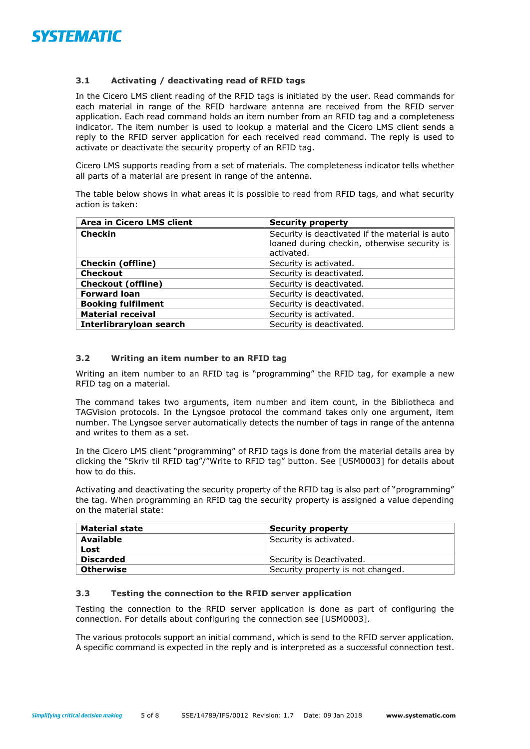### 3.1 Activating / deactivating read of RFID tags

In the Cicero LMS client reading of the RFID tags is initiated by the user. Read commands for each material in range of the RFID hardware antenna are received from the RFID server application. Each read command holds an item number from an RFID tag and a completeness indicator. The item number is used to lookup a material and the Cicero LMS client sends a reply to the RFID server application for each received read command. The reply is used to activate or deactivate the security property of an RFID tag.

Cicero LMS supports reading from a set of materials. The completeness indicator tells whether all parts of a material are present in range of the antenna.

The table below shows in what areas it is possible to read from RFID tags, and what security action is taken:

| Area in Cicero LMS client | Security property |
|---|---|
| **Checkin** | Security is deactivated if the material is auto loaned during checkin, otherwise security is activated. |
| **Checkin (offline)** | Security is activated. |
| **Checkout** | Security is deactivated. |
| **Checkout (offline)** | Security is deactivated. |
| **Forward loan** | Security is deactivated. |
| **Booking fulfilment** | Security is deactivated. |
| **Material receival** | Security is activated. |
| **Interlibraryloan search** | Security is deactivated. |

### 3.2 Writing an item number to an RFID tag

Writing an item number to an RFID tag is "programming" the RFID tag, for example a new RFID tag on a material.

The command takes two arguments, item number and item count, in the Bibliotheca and TAGVision protocols. In the Lyngsoe protocol the command takes only one argument, item number. The Lyngsoe server automatically detects the number of tags in range of the antenna and writes to them as a set.

In the Cicero LMS client "programming" of RFID tags is done from the material details area by clicking the "Skriv til RFID tag"/"Write to RFID tag" button. See [USM0003] for details about how to do this.

Activating and deactivating the security property of the RFID tag is also part of "programming" the tag. When programming an RFID tag the security property is assigned a value depending on the material state:

| Material state | Security property |
|---|---|
| **Available**<br>**Lost** | Security is activated. |
| **Discarded** | Security is Deactivated. |
| **Otherwise** | Security property is not changed. |

### 3.3 Testing the connection to the RFID server application

Testing the connection to the RFID server application is done as part of configuring the connection. For details about configuring the connection see [USM0003].

The various protocols support an initial command, which is send to the RFID server application. A specific command is expected in the reply and is interpreted as a successful connection test.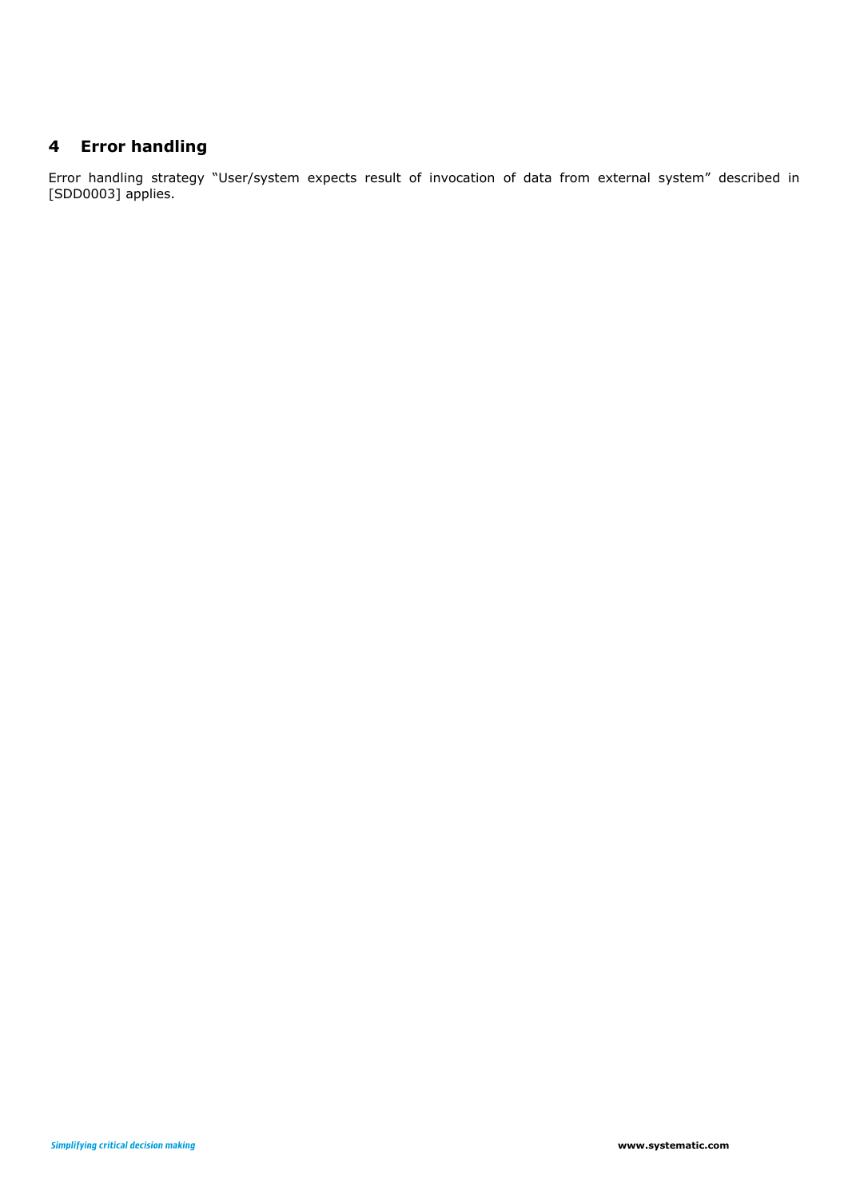# 4 Error handling

Error handling strategy "User/system expects result of invocation of data from external system" described in [SDD0003] applies.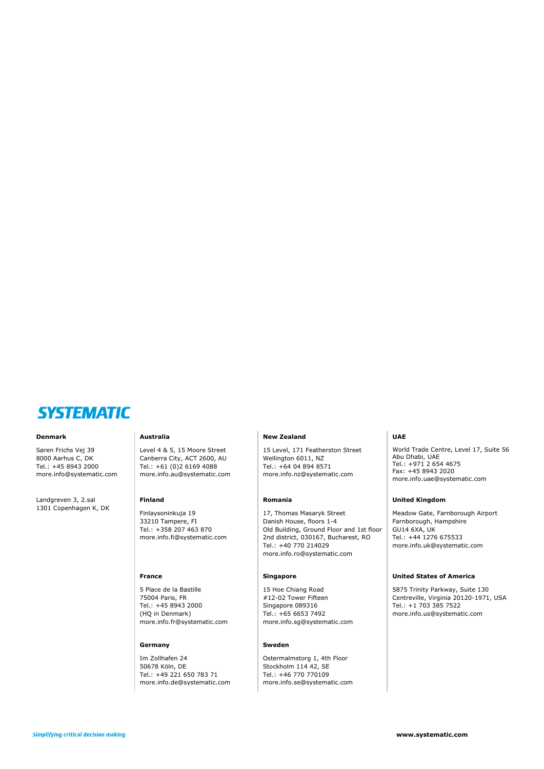**SYSTEMATIC**

**Denmark**

Søren Frichs Vej 39
8000 Aarhus C, DK
Tel.: +45 8943 2000
more.info@systematic.com

Landgreven 3, 2.sal
1301 Copenhagen K, DK

**Australia**

Level 4 & 5, 15 Moore Street
Canberra City, ACT 2600, AU
Tel.: +61 (0)2 6169 4088
more.info.au@systematic.com

**Finland**

Finlaysoninkuja 19
33210 Tampere, FI
Tel.: +358 207 463 870
more.info.fi@systematic.com

**France**

5 Place de la Bastille
75004 Paris, FR
Tel.: +45 8943 2000
(HQ in Denmark)
more.info.fr@systematic.com

**Germany**

Im Zollhafen 24
50678 Köln, DE
Tel.: +49 221 650 783 71
more.info.de@systematic.com

**New Zealand**

15 Level, 171 Featherston Street
Wellington 6011, NZ
Tel.: +64 04 894 8571
more.info.nz@systematic.com

**Romania**

17, Thomas Masaryk Street
Danish House, floors 1-4
Old Building, Ground Floor and 1st floor
2nd district, 030167, Bucharest, RO
Tel.: +40 770 214029
more.info.ro@systematic.com

**Singapore**

15 Hoe Chiang Road
#12-02 Tower Fifteen
Singapore 089316
Tel.: +65 6653 7492
more.info.sg@systematic.com

**Sweden**

Ostermalmstorg 1, 4th Floor
Stockholm 114 42, SE
Tel.: +46 770 770109
more.info.se@systematic.com

**UAE**

World Trade Centre, Level 17, Suite 56
Abu Dhabi, UAE
Tel.: +971 2 654 4675
Fax: +45 8943 2020
more.info.uae@systematic.com

**United Kingdom**

Meadow Gate, Farnborough Airport
Farnborough, Hampshire
GU14 6XA, UK
Tel.: +44 1276 675533
more.info.uk@systematic.com

**United States of America**

5875 Trinity Parkway, Suite 130
Centreville, Virginia 20120-1971, USA
Tel.: +1 703 385 7522
more.info.us@systematic.com

*Simplifying critical decision making*

**www.systematic.com**